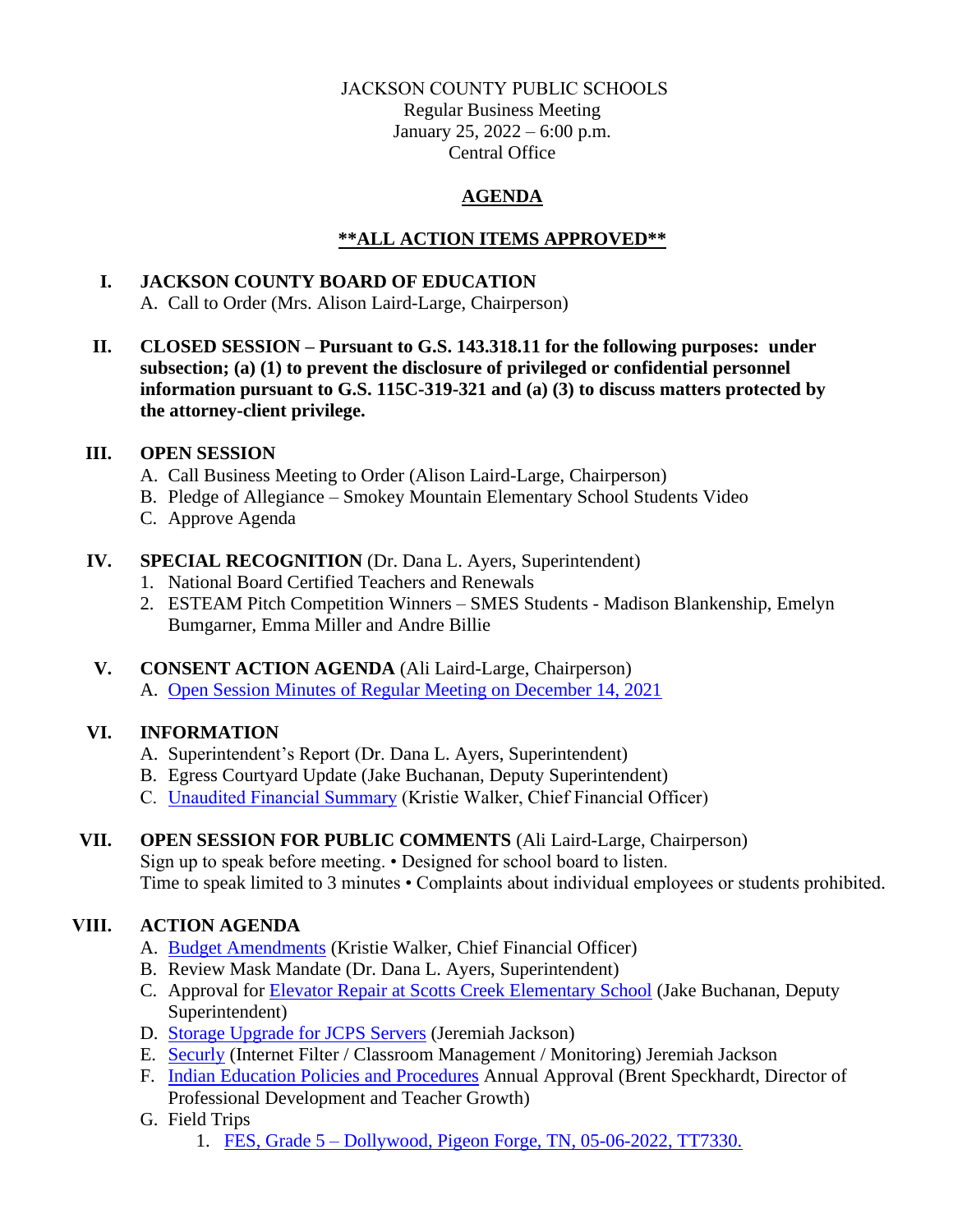JACKSON COUNTY PUBLIC SCHOOLS
Regular Business Meeting
January 25, 2022 – 6:00 p.m.
Central Office

# AGENDA

## **ALL ACTION ITEMS APPROVED**

**I. JACKSON COUNTY BOARD OF EDUCATION**

A. Call to Order (Mrs. Alison Laird-Large, Chairperson)

**II. CLOSED SESSION – Pursuant to G.S. 143.318.11 for the following purposes: under subsection; (a) (1) to prevent the disclosure of privileged or confidential personnel information pursuant to G.S. 115C-319-321 and (a) (3) to discuss matters protected by the attorney-client privilege.**

**III. OPEN SESSION**

A. Call Business Meeting to Order (Alison Laird-Large, Chairperson)
B. Pledge of Allegiance – Smokey Mountain Elementary School Students Video
C. Approve Agenda

**IV. SPECIAL RECOGNITION** (Dr. Dana L. Ayers, Superintendent)

1. National Board Certified Teachers and Renewals
2. ESTEAM Pitch Competition Winners – SMES Students - Madison Blankenship, Emelyn Bumgarner, Emma Miller and Andre Billie

**V. CONSENT ACTION AGENDA** (Ali Laird-Large, Chairperson)

A. Open Session Minutes of Regular Meeting on December 14, 2021

**VI. INFORMATION**

A. Superintendent's Report (Dr. Dana L. Ayers, Superintendent)
B. Egress Courtyard Update (Jake Buchanan, Deputy Superintendent)
C. Unaudited Financial Summary (Kristie Walker, Chief Financial Officer)

**VII. OPEN SESSION FOR PUBLIC COMMENTS** (Ali Laird-Large, Chairperson)

Sign up to speak before meeting. • Designed for school board to listen.
Time to speak limited to 3 minutes • Complaints about individual employees or students prohibited.

**VIII. ACTION AGENDA**

A. Budget Amendments (Kristie Walker, Chief Financial Officer)
B. Review Mask Mandate (Dr. Dana L. Ayers, Superintendent)
C. Approval for Elevator Repair at Scotts Creek Elementary School (Jake Buchanan, Deputy Superintendent)
D. Storage Upgrade for JCPS Servers (Jeremiah Jackson)
E. Securly (Internet Filter / Classroom Management / Monitoring) Jeremiah Jackson
F. Indian Education Policies and Procedures Annual Approval (Brent Speckhardt, Director of Professional Development and Teacher Growth)
G. Field Trips
   1. FES, Grade 5 – Dollywood, Pigeon Forge, TN, 05-06-2022, TT7330.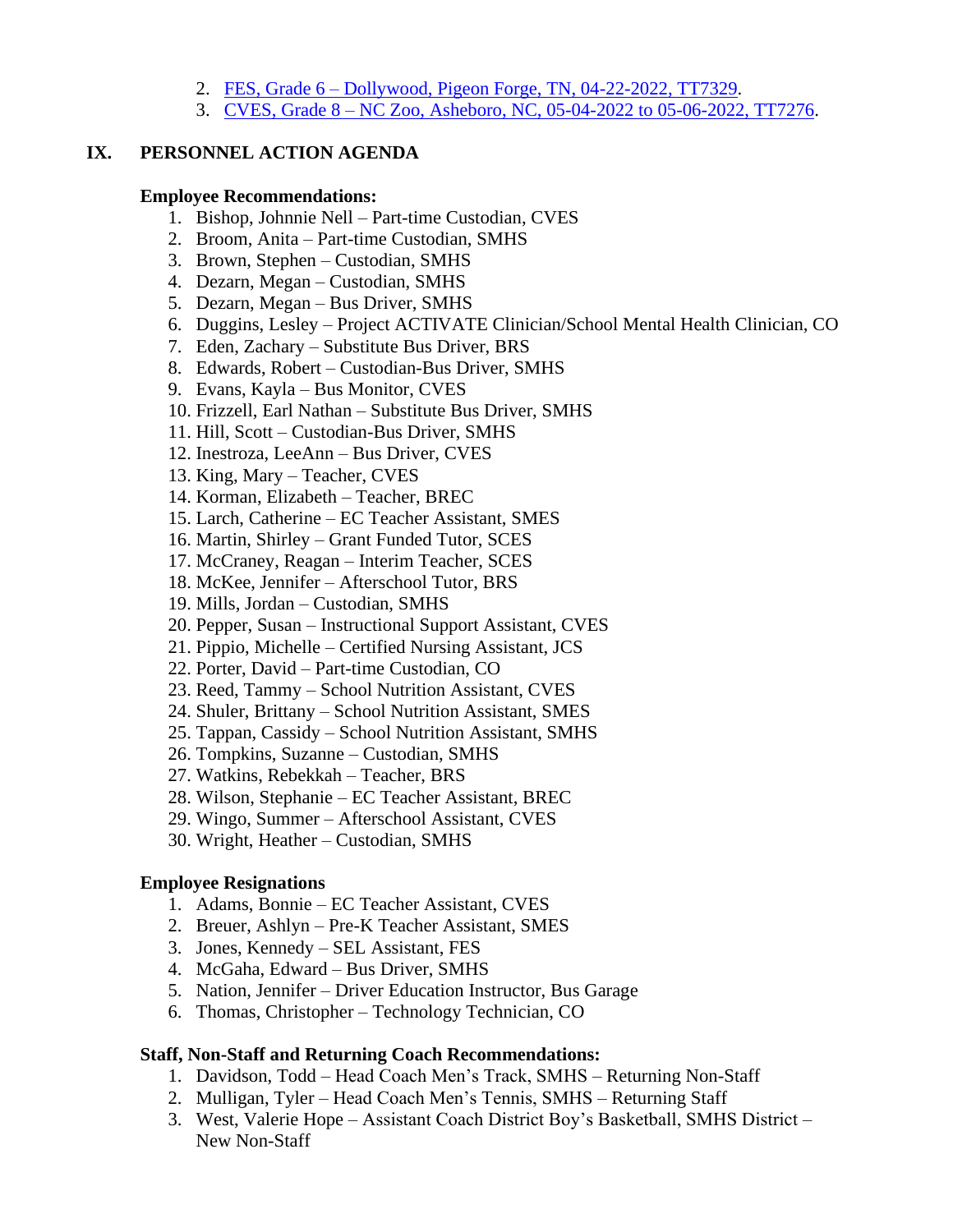2. [FES, Grade 6 – Dollywood, Pigeon Forge, TN, 04-22-2022, TT7329](#).
3. [CVES, Grade 8 – NC Zoo, Asheboro, NC, 05-04-2022 to 05-06-2022, TT7276](#).

## IX. PERSONNEL ACTION AGENDA

**Employee Recommendations:**

1. Bishop, Johnnie Nell – Part-time Custodian, CVES
2. Broom, Anita – Part-time Custodian, SMHS
3. Brown, Stephen – Custodian, SMHS
4. Dezarn, Megan – Custodian, SMHS
5. Dezarn, Megan – Bus Driver, SMHS
6. Duggins, Lesley – Project ACTIVATE Clinician/School Mental Health Clinician, CO
7. Eden, Zachary – Substitute Bus Driver, BRS
8. Edwards, Robert – Custodian-Bus Driver, SMHS
9. Evans, Kayla – Bus Monitor, CVES
10. Frizzell, Earl Nathan – Substitute Bus Driver, SMHS
11. Hill, Scott – Custodian-Bus Driver, SMHS
12. Inestroza, LeeAnn – Bus Driver, CVES
13. King, Mary – Teacher, CVES
14. Korman, Elizabeth – Teacher, BREC
15. Larch, Catherine – EC Teacher Assistant, SMES
16. Martin, Shirley – Grant Funded Tutor, SCES
17. McCraney, Reagan – Interim Teacher, SCES
18. McKee, Jennifer – Afterschool Tutor, BRS
19. Mills, Jordan – Custodian, SMHS
20. Pepper, Susan – Instructional Support Assistant, CVES
21. Pippio, Michelle – Certified Nursing Assistant, JCS
22. Porter, David – Part-time Custodian, CO
23. Reed, Tammy – School Nutrition Assistant, CVES
24. Shuler, Brittany – School Nutrition Assistant, SMES
25. Tappan, Cassidy – School Nutrition Assistant, SMHS
26. Tompkins, Suzanne – Custodian, SMHS
27. Watkins, Rebekkah – Teacher, BRS
28. Wilson, Stephanie – EC Teacher Assistant, BREC
29. Wingo, Summer – Afterschool Assistant, CVES
30. Wright, Heather – Custodian, SMHS

**Employee Resignations**

1. Adams, Bonnie – EC Teacher Assistant, CVES
2. Breuer, Ashlyn – Pre-K Teacher Assistant, SMES
3. Jones, Kennedy – SEL Assistant, FES
4. McGaha, Edward – Bus Driver, SMHS
5. Nation, Jennifer – Driver Education Instructor, Bus Garage
6. Thomas, Christopher – Technology Technician, CO

**Staff, Non-Staff and Returning Coach Recommendations:**

1. Davidson, Todd – Head Coach Men's Track, SMHS – Returning Non-Staff
2. Mulligan, Tyler – Head Coach Men's Tennis, SMHS – Returning Staff
3. West, Valerie Hope – Assistant Coach District Boy's Basketball, SMHS District – New Non-Staff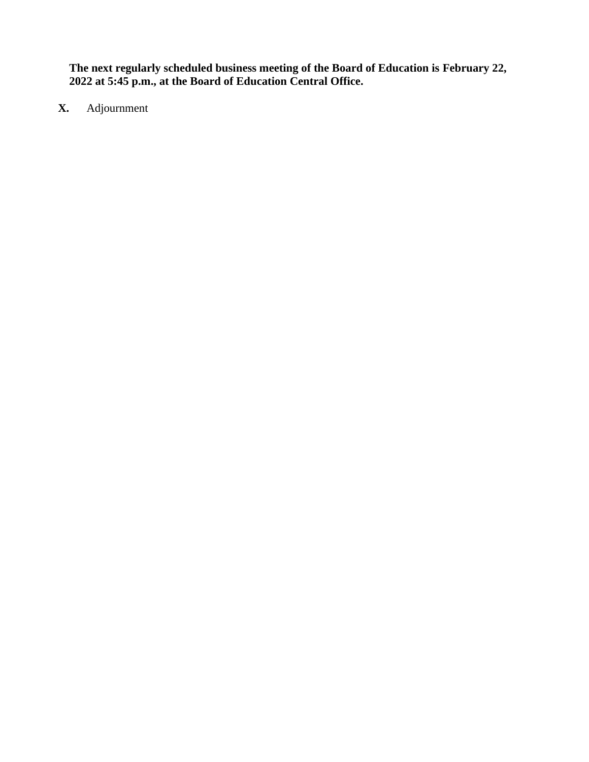**The next regularly scheduled business meeting of the Board of Education is February 22, 2022 at 5:45 p.m., at the Board of Education Central Office.**

**X.** Adjournment